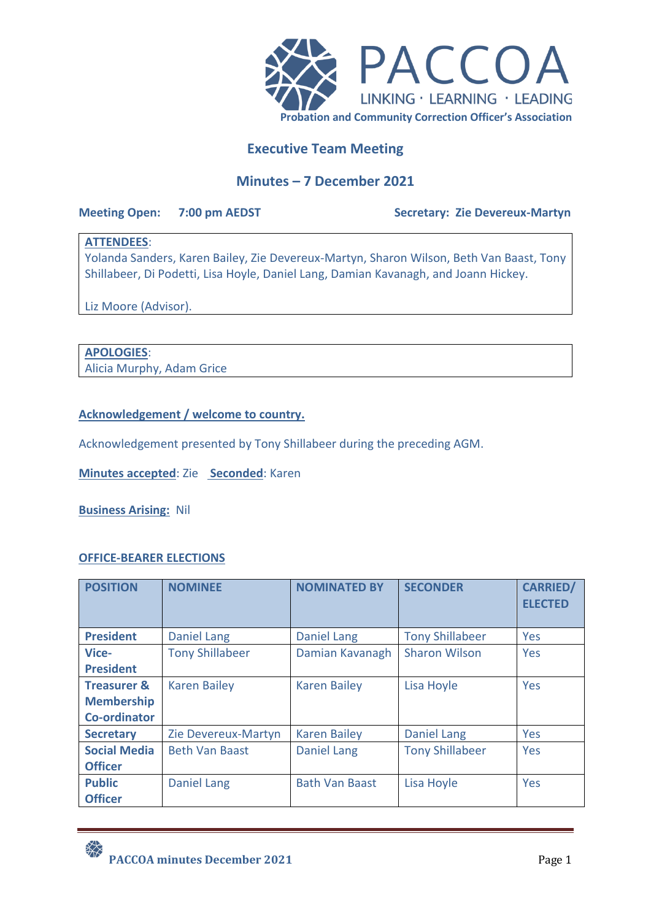PACCOA

LINKING · LEARNING · LEADING

**Probation and Community Correction Officer's Association**

## Executive Team Meeting

## Minutes – 7 December 2021

**Meeting Open:** **7:00 pm AEDST** **Secretary: Zie Devereux-Martyn**

**ATTENDEES**:
Yolanda Sanders, Karen Bailey, Zie Devereux-Martyn, Sharon Wilson, Beth Van Baast, Tony Shillabeer, Di Podetti, Lisa Hoyle, Daniel Lang, Damian Kavanagh, and Joann Hickey.

Liz Moore (Advisor).

**APOLOGIES**:
Alicia Murphy, Adam Grice

**Acknowledgement / welcome to country.**

Acknowledgement presented by Tony Shillabeer during the preceding AGM.

**Minutes accepted**: Zie **Seconded**: Karen

**Business Arising:** Nil

**OFFICE-BEARER ELECTIONS**

| POSITION | NOMINEE | NOMINATED BY | SECONDER | CARRIED/ ELECTED |
|---|---|---|---|---|
| **President** | Daniel Lang | Daniel Lang | Tony Shillabeer | Yes |
| **Vice-President** | Tony Shillabeer | Damian Kavanagh | Sharon Wilson | Yes |
| **Treasurer & Membership Co-ordinator** | Karen Bailey | Karen Bailey | Lisa Hoyle | Yes |
| **Secretary** | Zie Devereux-Martyn | Karen Bailey | Daniel Lang | Yes |
| **Social Media Officer** | Beth Van Baast | Daniel Lang | Tony Shillabeer | Yes |
| **Public Officer** | Daniel Lang | Bath Van Baast | Lisa Hoyle | Yes |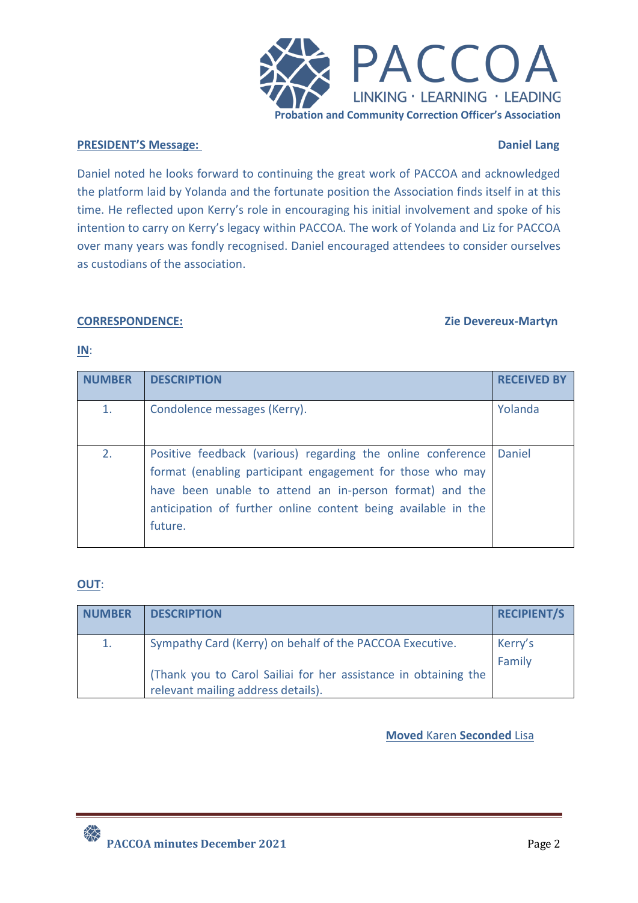PACCOA

LINKING · LEARNING · LEADING

**Probation and Community Correction Officer's Association**

**PRESIDENT'S Message:** **Daniel Lang**

Daniel noted he looks forward to continuing the great work of PACCOA and acknowledged the platform laid by Yolanda and the fortunate position the Association finds itself in at this time. He reflected upon Kerry's role in encouraging his initial involvement and spoke of his intention to carry on Kerry's legacy within PACCOA. The work of Yolanda and Liz for PACCOA over many years was fondly recognised. Daniel encouraged attendees to consider ourselves as custodians of the association.

**CORRESPONDENCE:** **Zie Devereux-Martyn**

**IN**:

| NUMBER | DESCRIPTION | RECEIVED BY |
|---|---|---|
| 1. | Condolence messages (Kerry). | Yolanda |
| 2. | Positive feedback (various) regarding the online conference format (enabling participant engagement for those who may have been unable to attend an in-person format) and the anticipation of further online content being available in the future. | Daniel |

**OUT**:

| NUMBER | DESCRIPTION | RECIPIENT/S |
|---|---|---|
| 1. | Sympathy Card (Kerry) on behalf of the PACCOA Executive.<br><br>(Thank you to Carol Sailiai for her assistance in obtaining the relevant mailing address details). | Kerry's Family |

**Moved** Karen **Seconded** Lisa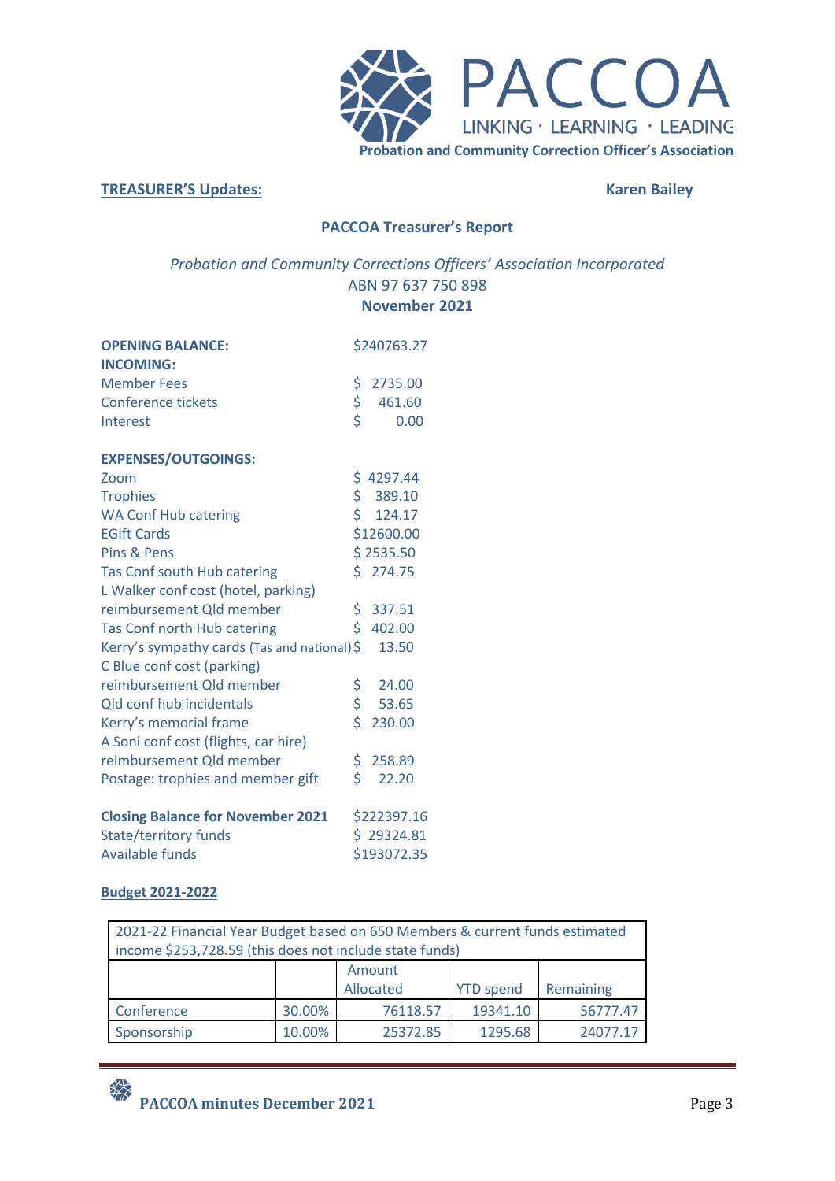PACCOA

LINKING · LEARNING · LEADING

**Probation and Community Correction Officer's Association**

**TREASURER'S Updates:** **Karen Bailey**

## PACCOA Treasurer's Report

*Probation and Community Corrections Officers' Association Incorporated*

ABN 97 637 750 898

**November 2021**

| | |
|---|---|
| **OPENING BALANCE:** | $240763.27 |
| **INCOMING:** | |
| Member Fees | $ 2735.00 |
| Conference tickets | $ 461.60 |
| Interest | $ 0.00 |
| | |
| **EXPENSES/OUTGOINGS:** | |
| Zoom | $ 4297.44 |
| Trophies | $ 389.10 |
| WA Conf Hub catering | $ 124.17 |
| EGift Cards | $12600.00 |
| Pins & Pens | $ 2535.50 |
| Tas Conf south Hub catering | $ 274.75 |
| L Walker conf cost (hotel, parking) reimbursement Qld member | $ 337.51 |
| Tas Conf north Hub catering | $ 402.00 |
| Kerry's sympathy cards (Tas and national) | $ 13.50 |
| C Blue conf cost (parking) reimbursement Qld member | $ 24.00 |
| Qld conf hub incidentals | $ 53.65 |
| Kerry's memorial frame | $ 230.00 |
| A Soni conf cost (flights, car hire) reimbursement Qld member | $ 258.89 |
| Postage: trophies and member gift | $ 22.20 |
| | |
| **Closing Balance for November 2021** | $222397.16 |
| State/territory funds | $ 29324.81 |
| Available funds | $193072.35 |

**Budget 2021-2022**

| 2021-22 Financial Year Budget based on 650 Members & current funds estimated income $253,728.59 (this does not include state funds) | | | | |
|---|---|---|---|---|
| | | Amount Allocated | YTD spend | Remaining |
| Conference | 30.00% | 76118.57 | 19341.10 | 56777.47 |
| Sponsorship | 10.00% | 25372.85 | 1295.68 | 24077.17 |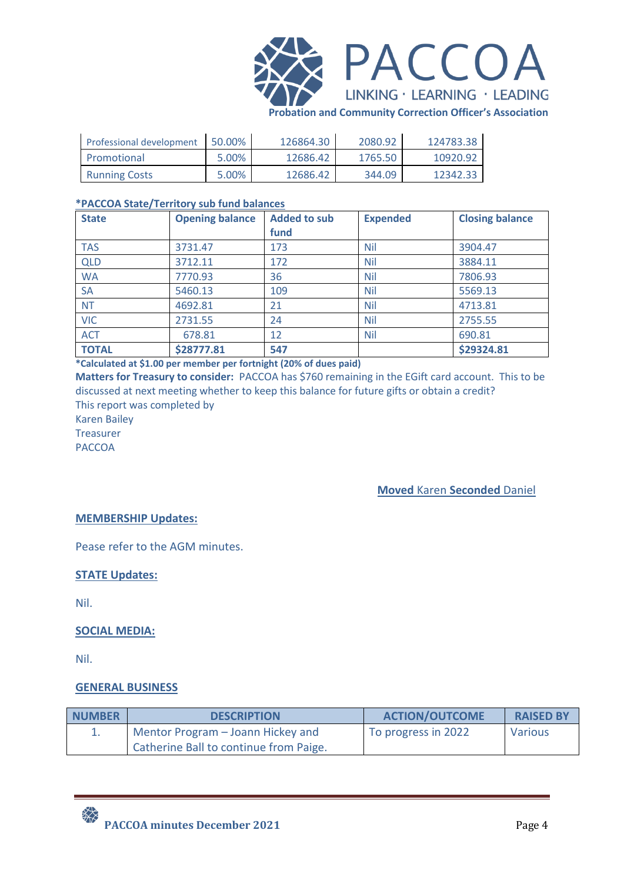| Professional development | 50.00% | 126864.30 | 2080.92 | 124783.38 |
|---|---|---|---|---|
| Promotional | 5.00% | 12686.42 | 1765.50 | 10920.92 |
| Running Costs | 5.00% | 12686.42 | 344.09 | 12342.33 |

**\*PACCOA State/Territory sub fund balances**

| State | Opening balance | Added to sub fund | Expended | Closing balance |
|---|---|---|---|---|
| TAS | 3731.47 | 173 | Nil | 3904.47 |
| QLD | 3712.11 | 172 | Nil | 3884.11 |
| WA | 7770.93 | 36 | Nil | 7806.93 |
| SA | 5460.13 | 109 | Nil | 5569.13 |
| NT | 4692.81 | 21 | Nil | 4713.81 |
| VIC | 2731.55 | 24 | Nil | 2755.55 |
| ACT | 678.81 | 12 | Nil | 690.81 |
| **TOTAL** | **$28777.81** | **547** | | **$29324.81** |

**\*Calculated at $1.00 per member per fortnight (20% of dues paid)**

**Matters for Treasury to consider:** PACCOA has $760 remaining in the EGift card account. This to be discussed at next meeting whether to keep this balance for future gifts or obtain a credit?

This report was completed by
Karen Bailey
Treasurer
PACCOA

**Moved** Karen **Seconded** Daniel

## MEMBERSHIP Updates:

Pease refer to the AGM minutes.

## STATE Updates:

Nil.

## SOCIAL MEDIA:

Nil.

## GENERAL BUSINESS

| NUMBER | DESCRIPTION | ACTION/OUTCOME | RAISED BY |
|---|---|---|---|
| 1. | Mentor Program – Joann Hickey and Catherine Ball to continue from Paige. | To progress in 2022 | Various |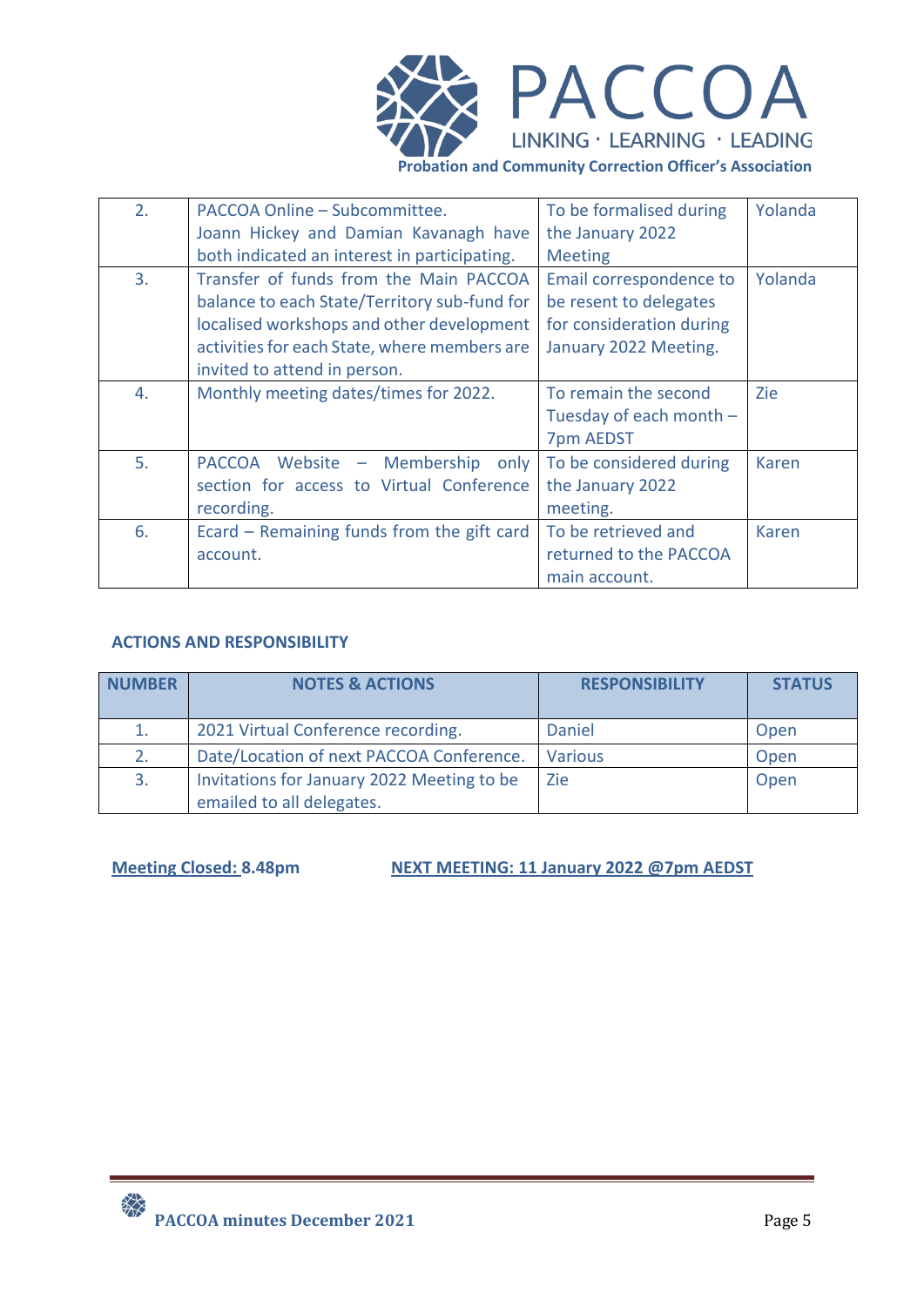| | | | |
|---|---|---|---|
| 2. | PACCOA Online – Subcommittee. Joann Hickey and Damian Kavanagh have both indicated an interest in participating. | To be formalised during the January 2022 Meeting | Yolanda |
| 3. | Transfer of funds from the Main PACCOA balance to each State/Territory sub-fund for localised workshops and other development activities for each State, where members are invited to attend in person. | Email correspondence to be resent to delegates for consideration during January 2022 Meeting. | Yolanda |
| 4. | Monthly meeting dates/times for 2022. | To remain the second Tuesday of each month – 7pm AEDST | Zie |
| 5. | PACCOA Website – Membership only section for access to Virtual Conference recording. | To be considered during the January 2022 meeting. | Karen |
| 6. | Ecard – Remaining funds from the gift card account. | To be retrieved and returned to the PACCOA main account. | Karen |

**ACTIONS AND RESPONSIBILITY**

| NUMBER | NOTES & ACTIONS | RESPONSIBILITY | STATUS |
|---|---|---|---|
| 1. | 2021 Virtual Conference recording. | Daniel | Open |
| 2. | Date/Location of next PACCOA Conference. | Various | Open |
| 3. | Invitations for January 2022 Meeting to be emailed to all delegates. | Zie | Open |

**Meeting Closed: 8.48pm** **NEXT MEETING: 11 January 2022 @7pm AEDST**